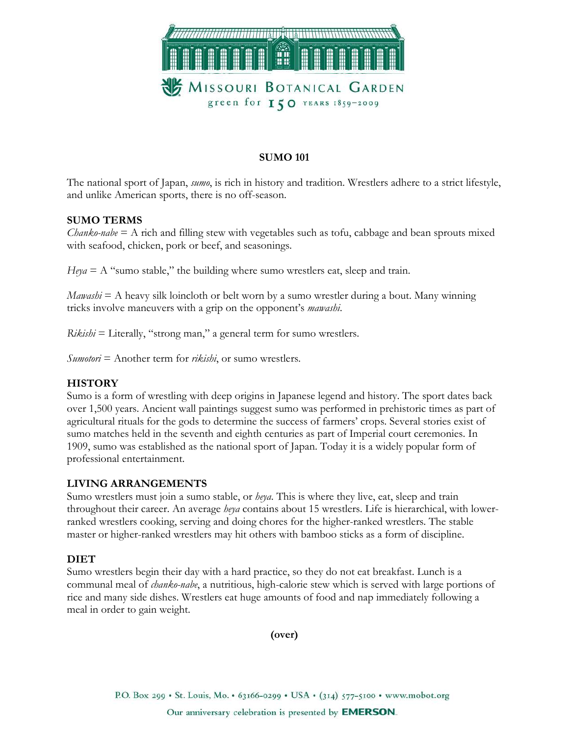# SUMO 101

The national sport of Japan, *sumo*, is rich in history and tradition. Wrestlers adhere to a strict lifestyle, and unlike American sports, there is no off-season.

## SUMO TERMS

*Chanko-nabe* = A rich and filling stew with vegetables such as tofu, cabbage and bean sprouts mixed with seafood, chicken, pork or beef, and seasonings.

*Heya* = A "sumo stable," the building where sumo wrestlers eat, sleep and train.

*Mawashi* = A heavy silk loincloth or belt worn by a sumo wrestler during a bout. Many winning tricks involve maneuvers with a grip on the opponent's *mawashi*.

*Rikishi* = Literally, "strong man," a general term for sumo wrestlers.

*Sumotori* = Another term for *rikishi*, or sumo wrestlers.

## HISTORY

Sumo is a form of wrestling with deep origins in Japanese legend and history. The sport dates back over 1,500 years. Ancient wall paintings suggest sumo was performed in prehistoric times as part of agricultural rituals for the gods to determine the success of farmers' crops. Several stories exist of sumo matches held in the seventh and eighth centuries as part of Imperial court ceremonies. In 1909, sumo was established as the national sport of Japan. Today it is a widely popular form of professional entertainment.

## LIVING ARRANGEMENTS

Sumo wrestlers must join a sumo stable, or *heya*. This is where they live, eat, sleep and train throughout their career. An average *heya* contains about 15 wrestlers. Life is hierarchical, with lower-ranked wrestlers cooking, serving and doing chores for the higher-ranked wrestlers. The stable master or higher-ranked wrestlers may hit others with bamboo sticks as a form of discipline.

## DIET

Sumo wrestlers begin their day with a hard practice, so they do not eat breakfast. Lunch is a communal meal of *chanko-nabe*, a nutritious, high-calorie stew which is served with large portions of rice and many side dishes. Wrestlers eat huge amounts of food and nap immediately following a meal in order to gain weight.

**(over)**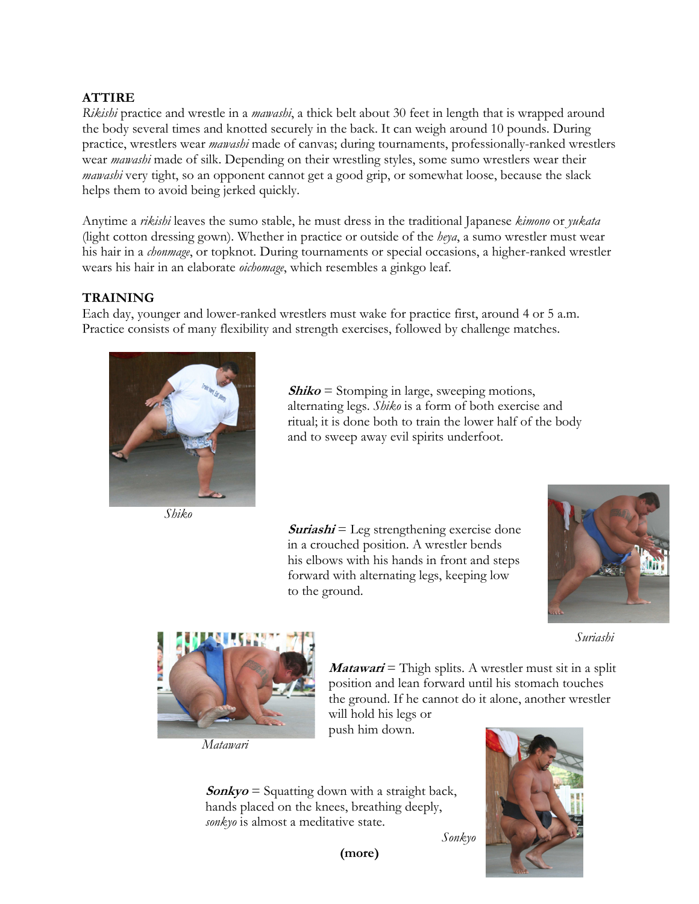## ATTIRE

*Rikishi* practice and wrestle in a *mawashi*, a thick belt about 30 feet in length that is wrapped around the body several times and knotted securely in the back. It can weigh around 10 pounds. During practice, wrestlers wear *mawashi* made of canvas; during tournaments, professionally-ranked wrestlers wear *mawashi* made of silk. Depending on their wrestling styles, some sumo wrestlers wear their *mawashi* very tight, so an opponent cannot get a good grip, or somewhat loose, because the slack helps them to avoid being jerked quickly.

Anytime a *rikishi* leaves the sumo stable, he must dress in the traditional Japanese *kimono* or *yukata* (light cotton dressing gown). Whether in practice or outside of the *heya*, a sumo wrestler must wear his hair in a *chonmage*, or topknot. During tournaments or special occasions, a higher-ranked wrestler wears his hair in an elaborate *oichomage*, which resembles a ginkgo leaf.

## TRAINING

Each day, younger and lower-ranked wrestlers must wake for practice first, around 4 or 5 a.m. Practice consists of many flexibility and strength exercises, followed by challenge matches.

*Shiko*

***Shiko*** = Stomping in large, sweeping motions, alternating legs. *Shiko* is a form of both exercise and ritual; it is done both to train the lower half of the body and to sweep away evil spirits underfoot.

***Suriashi*** = Leg strengthening exercise done in a crouched position. A wrestler bends his elbows with his hands in front and steps forward with alternating legs, keeping low to the ground.

*Suriashi*

*Matawari*

***Matawari*** = Thigh splits. A wrestler must sit in a split position and lean forward until his stomach touches the ground. If he cannot do it alone, another wrestler will hold his legs or push him down.

***Sonkyo*** = Squatting down with a straight back, hands placed on the knees, breathing deeply, *sonkyo* is almost a meditative state.

*Sonkyo*

**(more)**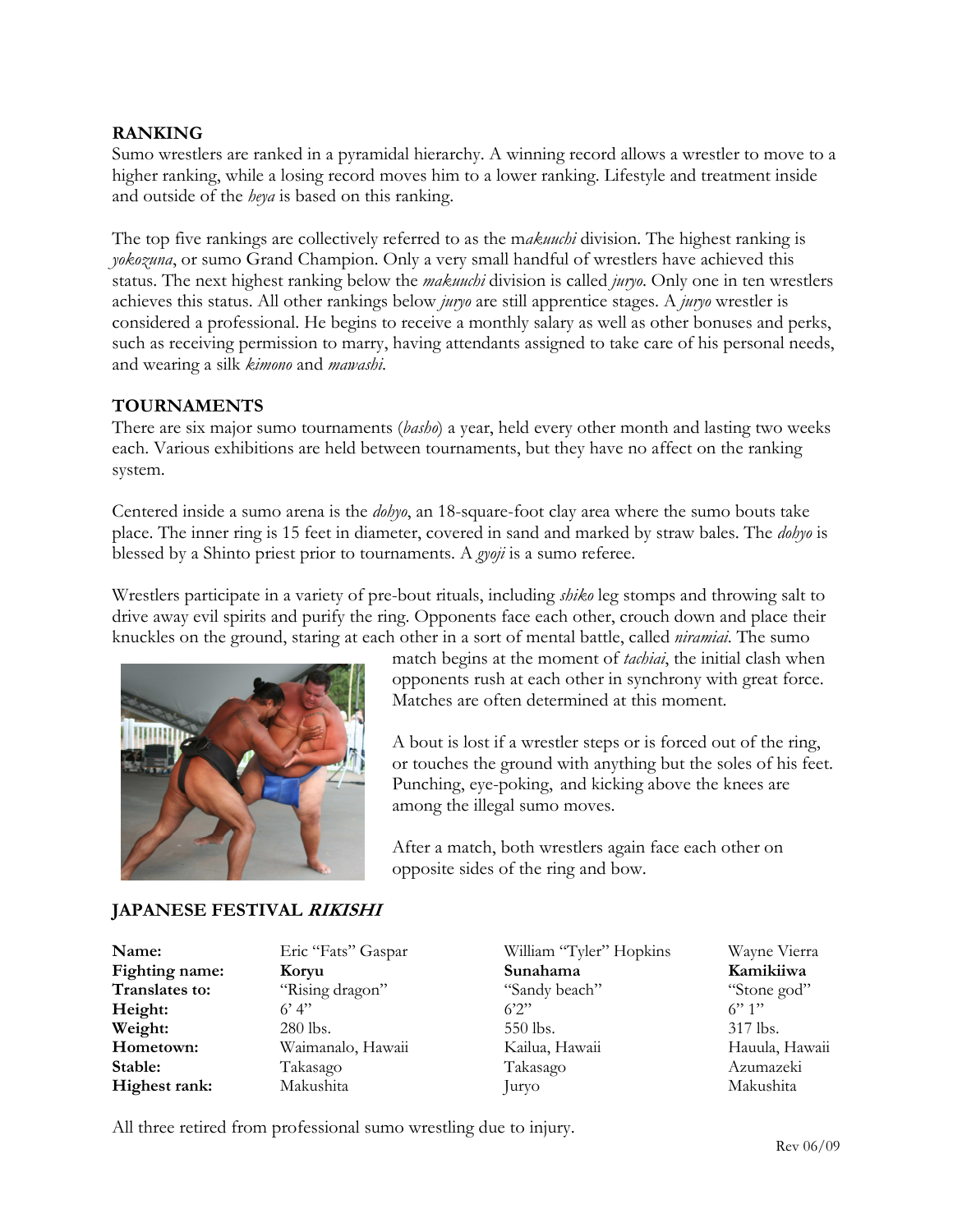## RANKING

Sumo wrestlers are ranked in a pyramidal hierarchy. A winning record allows a wrestler to move to a higher ranking, while a losing record moves him to a lower ranking. Lifestyle and treatment inside and outside of the *heya* is based on this ranking.

The top five rankings are collectively referred to as the m*akuuchi* division. The highest ranking is *yokozuna*, or sumo Grand Champion. Only a very small handful of wrestlers have achieved this status. The next highest ranking below the *makuuchi* division is called *juryo*. Only one in ten wrestlers achieves this status. All other rankings below *juryo* are still apprentice stages. A *juryo* wrestler is considered a professional. He begins to receive a monthly salary as well as other bonuses and perks, such as receiving permission to marry, having attendants assigned to take care of his personal needs, and wearing a silk *kimono* and *mawashi*.

## TOURNAMENTS

There are six major sumo tournaments (*basho*) a year, held every other month and lasting two weeks each. Various exhibitions are held between tournaments, but they have no affect on the ranking system.

Centered inside a sumo arena is the *dohyo*, an 18-square-foot clay area where the sumo bouts take place. The inner ring is 15 feet in diameter, covered in sand and marked by straw bales. The *dohyo* is blessed by a Shinto priest prior to tournaments. A *gyoji* is a sumo referee.

Wrestlers participate in a variety of pre-bout rituals, including *shiko* leg stomps and throwing salt to drive away evil spirits and purify the ring. Opponents face each other, crouch down and place their knuckles on the ground, staring at each other in a sort of mental battle, called *niramiai*. The sumo match begins at the moment of *tachiai*, the initial clash when opponents rush at each other in synchrony with great force. Matches are often determined at this moment.

A bout is lost if a wrestler steps or is forced out of the ring, or touches the ground with anything but the soles of his feet. Punching, eye-poking, and kicking above the knees are among the illegal sumo moves.

After a match, both wrestlers again face each other on opposite sides of the ring and bow.

## JAPANESE FESTIVAL *RIKISHI*

| | | | |
|---|---|---|---|
| **Name:** | Eric "Fats" Gaspar | William "Tyler" Hopkins | Wayne Vierra |
| **Fighting name:** | **Koryu** | **Sunahama** | **Kamikiiwa** |
| **Translates to:** | "Rising dragon" | "Sandy beach" | "Stone god" |
| **Height:** | 6' 4" | 6'2" | 6" 1" |
| **Weight:** | 280 lbs. | 550 lbs. | 317 lbs. |
| **Hometown:** | Waimanalo, Hawaii | Kailua, Hawaii | Hauula, Hawaii |
| **Stable:** | Takasago | Takasago | Azumazeki |
| **Highest rank:** | Makushita | Juryo | Makushita |

All three retired from professional sumo wrestling due to injury.

Rev 06/09